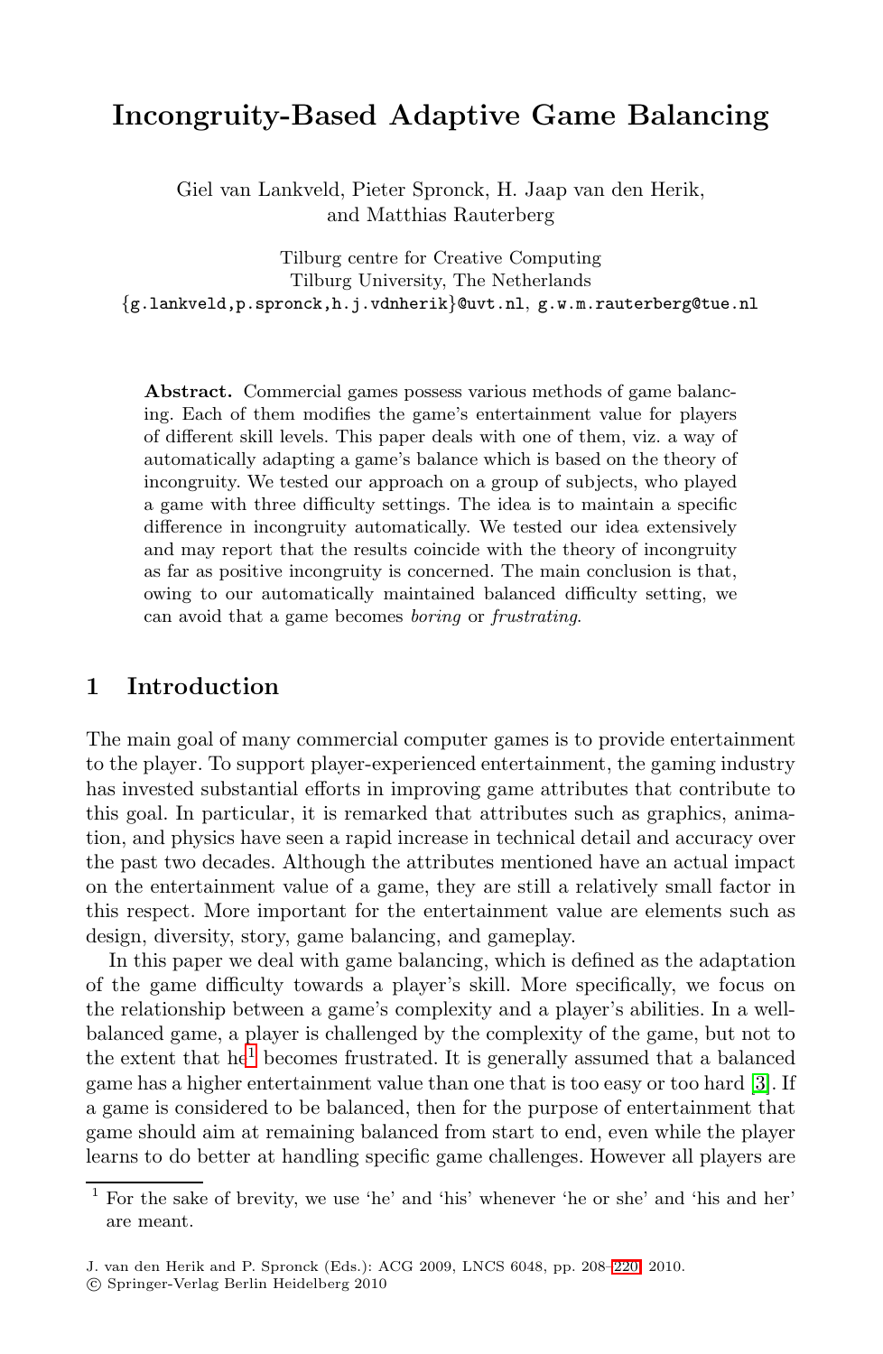# Incongruity-Based Adaptive Game Balancing

Giel van Lankveld, Pieter Spronck, H. Jaap van den Herik, and Matthias Rauterberg

Tilburg centre for Creative Computing
Tilburg University, The Netherlands
{g.lankveld,p.spronck,h.j.vdnherik}@uvt.nl, g.w.m.rauterberg@tue.nl

**Abstract.** Commercial games possess various methods of game balancing. Each of them modifies the game's entertainment value for players of different skill levels. This paper deals with one of them, viz. a way of automatically adapting a game's balance which is based on the theory of incongruity. We tested our approach on a group of subjects, who played a game with three difficulty settings. The idea is to maintain a specific difference in incongruity automatically. We tested our idea extensively and may report that the results coincide with the theory of incongruity as far as positive incongruity is concerned. The main conclusion is that, owing to our automatically maintained balanced difficulty setting, we can avoid that a game becomes *boring* or *frustrating*.

## 1 Introduction

The main goal of many commercial computer games is to provide entertainment to the player. To support player-experienced entertainment, the gaming industry has invested substantial efforts in improving game attributes that contribute to this goal. In particular, it is remarked that attributes such as graphics, animation, and physics have seen a rapid increase in technical detail and accuracy over the past two decades. Although the attributes mentioned have an actual impact on the entertainment value of a game, they are still a relatively small factor in this respect. More important for the entertainment value are elements such as design, diversity, story, game balancing, and gameplay.

In this paper we deal with game balancing, which is defined as the adaptation of the game difficulty towards a player's skill. More specifically, we focus on the relationship between a game's complexity and a player's abilities. In a well-balanced game, a player is challenged by the complexity of the game, but not to the extent that he[1] becomes frustrated. It is generally assumed that a balanced game has a higher entertainment value than one that is too easy or too hard [3]. If a game is considered to be balanced, then for the purpose of entertainment that game should aim at remaining balanced from start to end, even while the player learns to do better at handling specific game challenges. However all players are

[1] For the sake of brevity, we use 'he' and 'his' whenever 'he or she' and 'his and her' are meant.

J. van den Herik and P. Spronck (Eds.): ACG 2009, LNCS 6048, pp. 208–220, 2010.
© Springer-Verlag Berlin Heidelberg 2010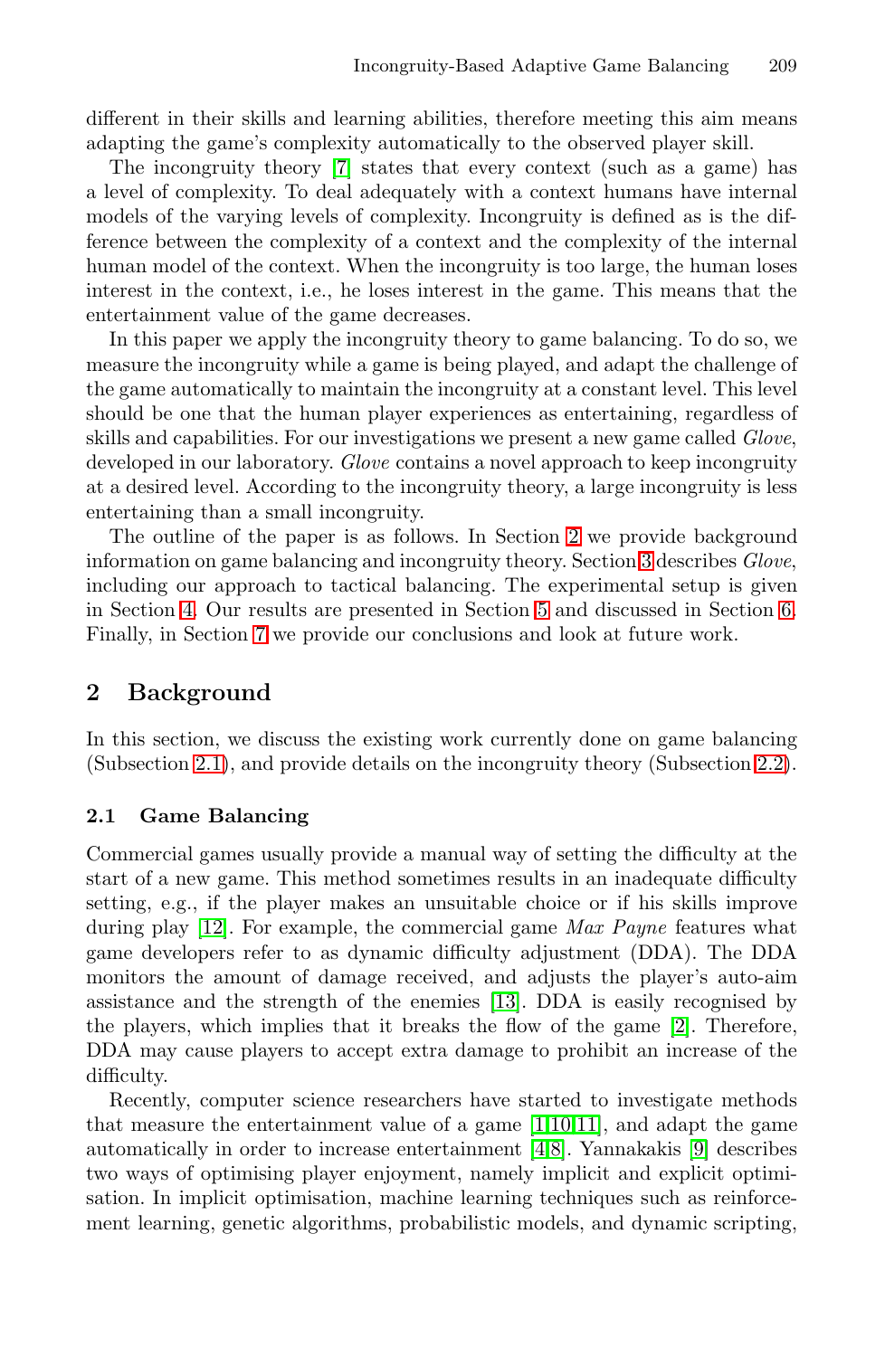different in their skills and learning abilities, therefore meeting this aim means adapting the game's complexity automatically to the observed player skill.

The incongruity theory [7] states that every context (such as a game) has a level of complexity. To deal adequately with a context humans have internal models of the varying levels of complexity. Incongruity is defined as is the difference between the complexity of a context and the complexity of the internal human model of the context. When the incongruity is too large, the human loses interest in the context, i.e., he loses interest in the game. This means that the entertainment value of the game decreases.

In this paper we apply the incongruity theory to game balancing. To do so, we measure the incongruity while a game is being played, and adapt the challenge of the game automatically to maintain the incongruity at a constant level. This level should be one that the human player experiences as entertaining, regardless of skills and capabilities. For our investigations we present a new game called *Glove*, developed in our laboratory. *Glove* contains a novel approach to keep incongruity at a desired level. According to the incongruity theory, a large incongruity is less entertaining than a small incongruity.

The outline of the paper is as follows. In Section 2 we provide background information on game balancing and incongruity theory. Section 3 describes *Glove*, including our approach to tactical balancing. The experimental setup is given in Section 4. Our results are presented in Section 5 and discussed in Section 6. Finally, in Section 7 we provide our conclusions and look at future work.

## 2 Background

In this section, we discuss the existing work currently done on game balancing (Subsection 2.1), and provide details on the incongruity theory (Subsection 2.2).

### 2.1 Game Balancing

Commercial games usually provide a manual way of setting the difficulty at the start of a new game. This method sometimes results in an inadequate difficulty setting, e.g., if the player makes an unsuitable choice or if his skills improve during play [12]. For example, the commercial game *Max Payne* features what game developers refer to as dynamic difficulty adjustment (DDA). The DDA monitors the amount of damage received, and adjusts the player's auto-aim assistance and the strength of the enemies [13]. DDA is easily recognised by the players, which implies that it breaks the flow of the game [2]. Therefore, DDA may cause players to accept extra damage to prohibit an increase of the difficulty.

Recently, computer science researchers have started to investigate methods that measure the entertainment value of a game [1,10,11], and adapt the game automatically in order to increase entertainment [4,8]. Yannakakis [9] describes two ways of optimising player enjoyment, namely implicit and explicit optimisation. In implicit optimisation, machine learning techniques such as reinforcement learning, genetic algorithms, probabilistic models, and dynamic scripting,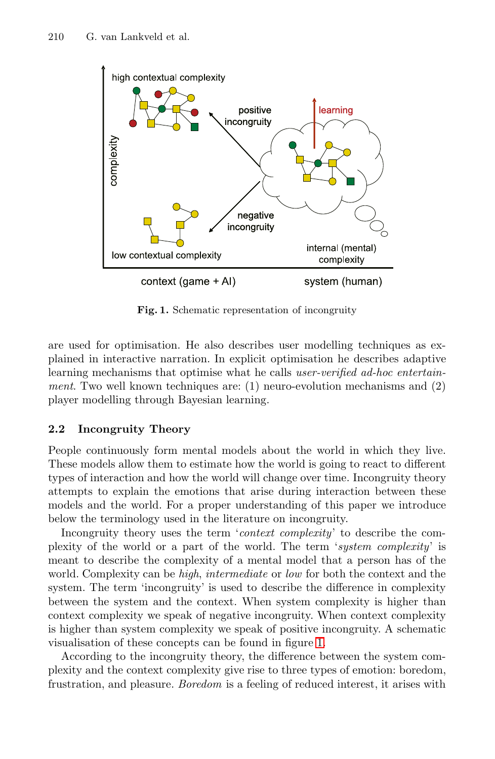high contextual complexity

positive incongruity

learning

complexity

negative incongruity

low contextual complexity

internal (mental) complexity

context (game + AI)

system (human)

**Fig. 1.** Schematic representation of incongruity

are used for optimisation. He also describes user modelling techniques as explained in interactive narration. In explicit optimisation he describes adaptive learning mechanisms that optimise what he calls *user-verified ad-hoc entertainment*. Two well known techniques are: (1) neuro-evolution mechanisms and (2) player modelling through Bayesian learning.

### 2.2 Incongruity Theory

People continuously form mental models about the world in which they live. These models allow them to estimate how the world is going to react to different types of interaction and how the world will change over time. Incongruity theory attempts to explain the emotions that arise during interaction between these models and the world. For a proper understanding of this paper we introduce below the terminology used in the literature on incongruity.

Incongruity theory uses the term '*context complexity*' to describe the complexity of the world or a part of the world. The term '*system complexity*' is meant to describe the complexity of a mental model that a person has of the world. Complexity can be *high*, *intermediate* or *low* for both the context and the system. The term 'incongruity' is used to describe the difference in complexity between the system and the context. When system complexity is higher than context complexity we speak of negative incongruity. When context complexity is higher than system complexity we speak of positive incongruity. A schematic visualisation of these concepts can be found in figure 1.

According to the incongruity theory, the difference between the system complexity and the context complexity give rise to three types of emotion: boredom, frustration, and pleasure. *Boredom* is a feeling of reduced interest, it arises with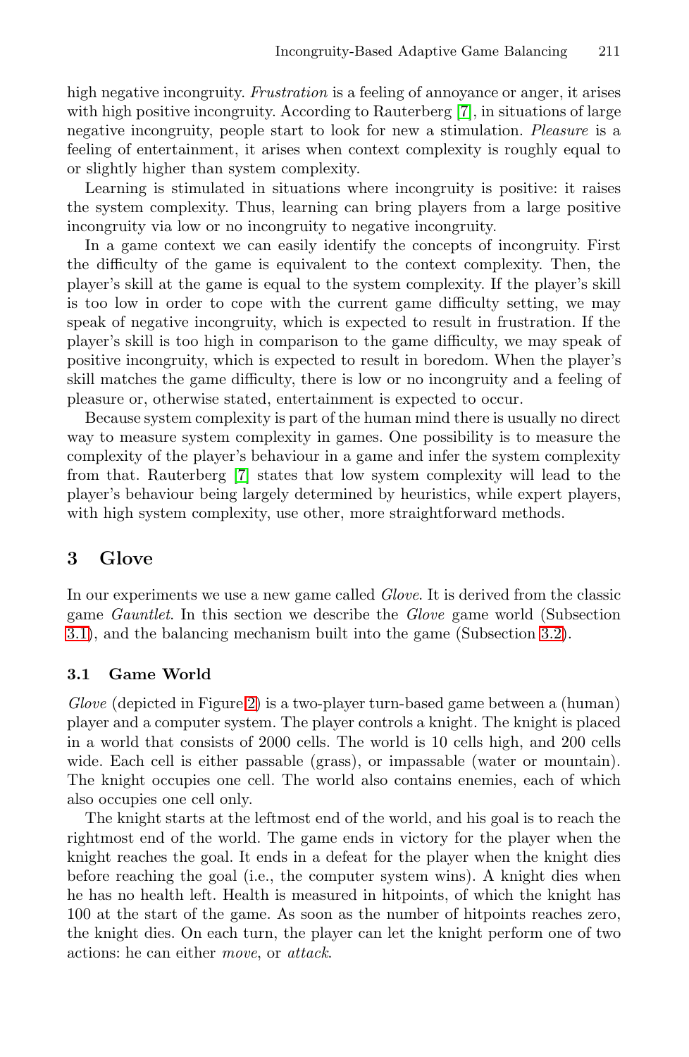high negative incongruity. *Frustration* is a feeling of annoyance or anger, it arises with high positive incongruity. According to Rauterberg [7], in situations of large negative incongruity, people start to look for new a stimulation. *Pleasure* is a feeling of entertainment, it arises when context complexity is roughly equal to or slightly higher than system complexity.

Learning is stimulated in situations where incongruity is positive: it raises the system complexity. Thus, learning can bring players from a large positive incongruity via low or no incongruity to negative incongruity.

In a game context we can easily identify the concepts of incongruity. First the difficulty of the game is equivalent to the context complexity. Then, the player's skill at the game is equal to the system complexity. If the player's skill is too low in order to cope with the current game difficulty setting, we may speak of negative incongruity, which is expected to result in frustration. If the player's skill is too high in comparison to the game difficulty, we may speak of positive incongruity, which is expected to result in boredom. When the player's skill matches the game difficulty, there is low or no incongruity and a feeling of pleasure or, otherwise stated, entertainment is expected to occur.

Because system complexity is part of the human mind there is usually no direct way to measure system complexity in games. One possibility is to measure the complexity of the player's behaviour in a game and infer the system complexity from that. Rauterberg [7] states that low system complexity will lead to the player's behaviour being largely determined by heuristics, while expert players, with high system complexity, use other, more straightforward methods.

## 3 Glove

In our experiments we use a new game called *Glove*. It is derived from the classic game *Gauntlet*. In this section we describe the *Glove* game world (Subsection 3.1), and the balancing mechanism built into the game (Subsection 3.2).

### 3.1 Game World

*Glove* (depicted in Figure 2) is a two-player turn-based game between a (human) player and a computer system. The player controls a knight. The knight is placed in a world that consists of 2000 cells. The world is 10 cells high, and 200 cells wide. Each cell is either passable (grass), or impassable (water or mountain). The knight occupies one cell. The world also contains enemies, each of which also occupies one cell only.

The knight starts at the leftmost end of the world, and his goal is to reach the rightmost end of the world. The game ends in victory for the player when the knight reaches the goal. It ends in a defeat for the player when the knight dies before reaching the goal (i.e., the computer system wins). A knight dies when he has no health left. Health is measured in hitpoints, of which the knight has 100 at the start of the game. As soon as the number of hitpoints reaches zero, the knight dies. On each turn, the player can let the knight perform one of two actions: he can either *move*, or *attack*.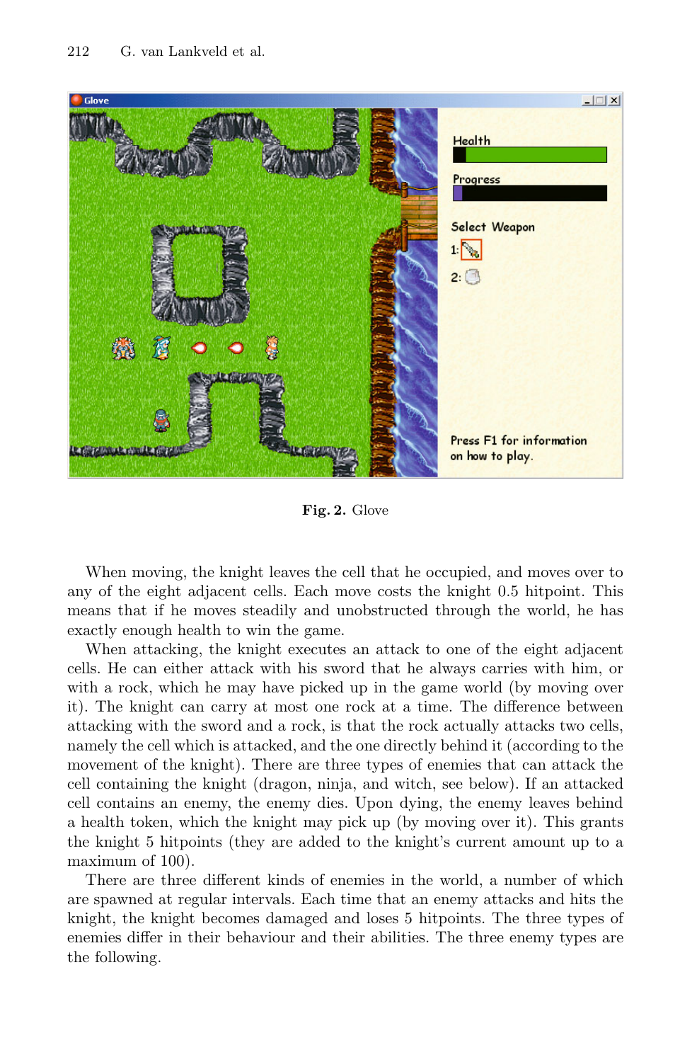**Fig. 2.** Glove

When moving, the knight leaves the cell that he occupied, and moves over to any of the eight adjacent cells. Each move costs the knight 0.5 hitpoint. This means that if he moves steadily and unobstructed through the world, he has exactly enough health to win the game.

When attacking, the knight executes an attack to one of the eight adjacent cells. He can either attack with his sword that he always carries with him, or with a rock, which he may have picked up in the game world (by moving over it). The knight can carry at most one rock at a time. The difference between attacking with the sword and a rock, is that the rock actually attacks two cells, namely the cell which is attacked, and the one directly behind it (according to the movement of the knight). There are three types of enemies that can attack the cell containing the knight (dragon, ninja, and witch, see below). If an attacked cell contains an enemy, the enemy dies. Upon dying, the enemy leaves behind a health token, which the knight may pick up (by moving over it). This grants the knight 5 hitpoints (they are added to the knight's current amount up to a maximum of 100).

There are three different kinds of enemies in the world, a number of which are spawned at regular intervals. Each time that an enemy attacks and hits the knight, the knight becomes damaged and loses 5 hitpoints. The three types of enemies differ in their behaviour and their abilities. The three enemy types are the following.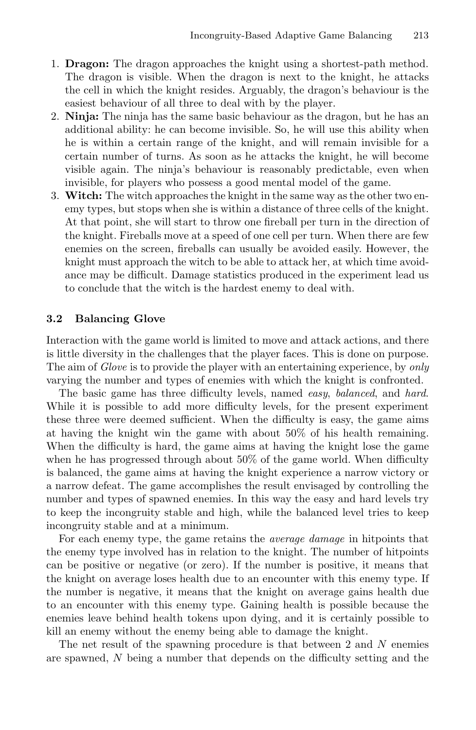1. **Dragon:** The dragon approaches the knight using a shortest-path method. The dragon is visible. When the dragon is next to the knight, he attacks the cell in which the knight resides. Arguably, the dragon's behaviour is the easiest behaviour of all three to deal with by the player.
2. **Ninja:** The ninja has the same basic behaviour as the dragon, but he has an additional ability: he can become invisible. So, he will use this ability when he is within a certain range of the knight, and will remain invisible for a certain number of turns. As soon as he attacks the knight, he will become visible again. The ninja's behaviour is reasonably predictable, even when invisible, for players who possess a good mental model of the game.
3. **Witch:** The witch approaches the knight in the same way as the other two enemy types, but stops when she is within a distance of three cells of the knight. At that point, she will start to throw one fireball per turn in the direction of the knight. Fireballs move at a speed of one cell per turn. When there are few enemies on the screen, fireballs can usually be avoided easily. However, the knight must approach the witch to be able to attack her, at which time avoidance may be difficult. Damage statistics produced in the experiment lead us to conclude that the witch is the hardest enemy to deal with.

### 3.2 Balancing Glove

Interaction with the game world is limited to move and attack actions, and there is little diversity in the challenges that the player faces. This is done on purpose. The aim of *Glove* is to provide the player with an entertaining experience, by *only* varying the number and types of enemies with which the knight is confronted.

The basic game has three difficulty levels, named *easy*, *balanced*, and *hard*. While it is possible to add more difficulty levels, for the present experiment these three were deemed sufficient. When the difficulty is easy, the game aims at having the knight win the game with about 50% of his health remaining. When the difficulty is hard, the game aims at having the knight lose the game when he has progressed through about 50% of the game world. When difficulty is balanced, the game aims at having the knight experience a narrow victory or a narrow defeat. The game accomplishes the result envisaged by controlling the number and types of spawned enemies. In this way the easy and hard levels try to keep the incongruity stable and high, while the balanced level tries to keep incongruity stable and at a minimum.

For each enemy type, the game retains the *average damage* in hitpoints that the enemy type involved has in relation to the knight. The number of hitpoints can be positive or negative (or zero). If the number is positive, it means that the knight on average loses health due to an encounter with this enemy type. If the number is negative, it means that the knight on average gains health due to an encounter with this enemy type. Gaining health is possible because the enemies leave behind health tokens upon dying, and it is certainly possible to kill an enemy without the enemy being able to damage the knight.

The net result of the spawning procedure is that between 2 and $N$ enemies are spawned, $N$ being a number that depends on the difficulty setting and the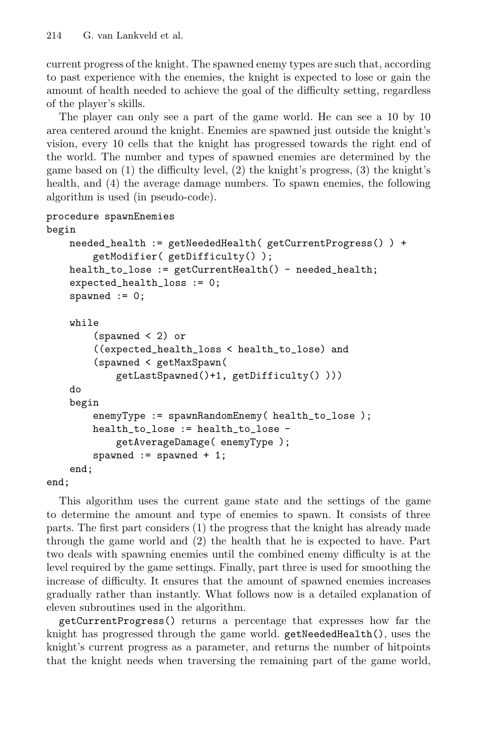current progress of the knight. The spawned enemy types are such that, according to past experience with the enemies, the knight is expected to lose or gain the amount of health needed to achieve the goal of the difficulty setting, regardless of the player's skills.

The player can only see a part of the game world. He can see a 10 by 10 area centered around the knight. Enemies are spawned just outside the knight's vision, every 10 cells that the knight has progressed towards the right end of the world. The number and types of spawned enemies are determined by the game based on (1) the difficulty level, (2) the knight's progress, (3) the knight's health, and (4) the average damage numbers. To spawn enemies, the following algorithm is used (in pseudo-code).

```
procedure spawnEnemies
begin
    needed_health := getNeededHealth( getCurrentProgress() ) +
        getModifier( getDifficulty() );
    health_to_lose := getCurrentHealth() - needed_health;
    expected_health_loss := 0;
    spawned := 0;

    while
        (spawned < 2) or
        ((expected_health_loss < health_to_lose) and
        (spawned < getMaxSpawn(
            getLastSpawned()+1, getDifficulty() )))
    do
    begin
        enemyType := spawnRandomEnemy( health_to_lose );
        health_to_lose := health_to_lose -
            getAverageDamage( enemyType );
        spawned := spawned + 1;
    end;
end;
```

This algorithm uses the current game state and the settings of the game to determine the amount and type of enemies to spawn. It consists of three parts. The first part considers (1) the progress that the knight has already made through the game world and (2) the health that he is expected to have. Part two deals with spawning enemies until the combined enemy difficulty is at the level required by the game settings. Finally, part three is used for smoothing the increase of difficulty. It ensures that the amount of spawned enemies increases gradually rather than instantly. What follows now is a detailed explanation of eleven subroutines used in the algorithm.

`getCurrentProgress()` returns a percentage that expresses how far the knight has progressed through the game world. `getNeededHealth()`, uses the knight's current progress as a parameter, and returns the number of hitpoints that the knight needs when traversing the remaining part of the game world,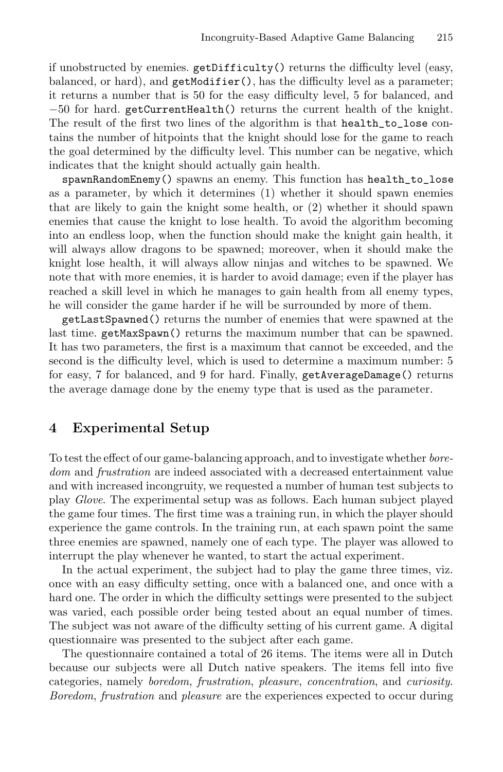if unobstructed by enemies. `getDifficulty()` returns the difficulty level (easy, balanced, or hard), and `getModifier()`, has the difficulty level as a parameter; it returns a number that is 50 for the easy difficulty level, 5 for balanced, and −50 for hard. `getCurrentHealth()` returns the current health of the knight. The result of the first two lines of the algorithm is that `health_to_lose` contains the number of hitpoints that the knight should lose for the game to reach the goal determined by the difficulty level. This number can be negative, which indicates that the knight should actually gain health.

`spawnRandomEnemy()` spawns an enemy. This function has `health_to_lose` as a parameter, by which it determines (1) whether it should spawn enemies that are likely to gain the knight some health, or (2) whether it should spawn enemies that cause the knight to lose health. To avoid the algorithm becoming into an endless loop, when the function should make the knight gain health, it will always allow dragons to be spawned; moreover, when it should make the knight lose health, it will always allow ninjas and witches to be spawned. We note that with more enemies, it is harder to avoid damage; even if the player has reached a skill level in which he manages to gain health from all enemy types, he will consider the game harder if he will be surrounded by more of them.

`getLastSpawned()` returns the number of enemies that were spawned at the last time. `getMaxSpawn()` returns the maximum number that can be spawned. It has two parameters, the first is a maximum that cannot be exceeded, and the second is the difficulty level, which is used to determine a maximum number: 5 for easy, 7 for balanced, and 9 for hard. Finally, `getAverageDamage()` returns the average damage done by the enemy type that is used as the parameter.

## 4 Experimental Setup

To test the effect of our game-balancing approach, and to investigate whether *boredom* and *frustration* are indeed associated with a decreased entertainment value and with increased incongruity, we requested a number of human test subjects to play *Glove*. The experimental setup was as follows. Each human subject played the game four times. The first time was a training run, in which the player should experience the game controls. In the training run, at each spawn point the same three enemies are spawned, namely one of each type. The player was allowed to interrupt the play whenever he wanted, to start the actual experiment.

In the actual experiment, the subject had to play the game three times, viz. once with an easy difficulty setting, once with a balanced one, and once with a hard one. The order in which the difficulty settings were presented to the subject was varied, each possible order being tested about an equal number of times. The subject was not aware of the difficulty setting of his current game. A digital questionnaire was presented to the subject after each game.

The questionnaire contained a total of 26 items. The items were all in Dutch because our subjects were all Dutch native speakers. The items fell into five categories, namely *boredom*, *frustration*, *pleasure*, *concentration*, and *curiosity*. *Boredom*, *frustration* and *pleasure* are the experiences expected to occur during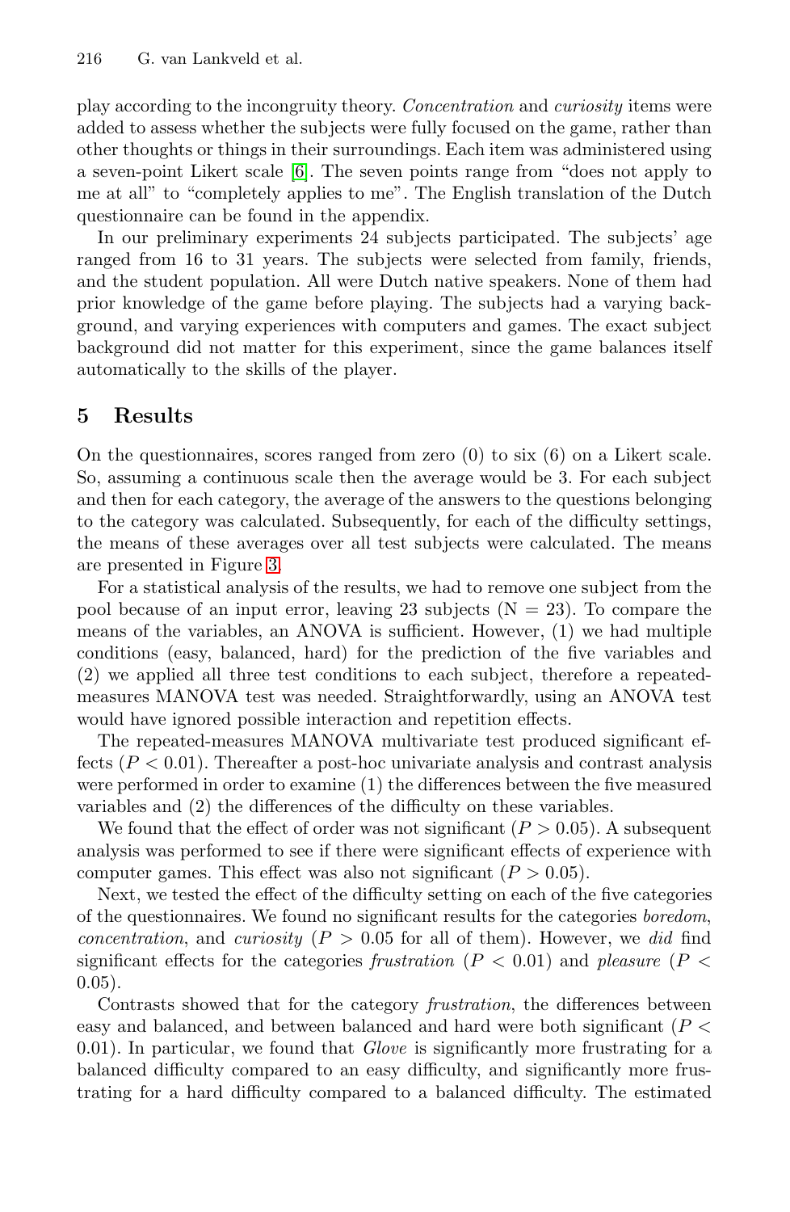play according to the incongruity theory. *Concentration* and *curiosity* items were added to assess whether the subjects were fully focused on the game, rather than other thoughts or things in their surroundings. Each item was administered using a seven-point Likert scale [6]. The seven points range from "does not apply to me at all" to "completely applies to me". The English translation of the Dutch questionnaire can be found in the appendix.

In our preliminary experiments 24 subjects participated. The subjects' age ranged from 16 to 31 years. The subjects were selected from family, friends, and the student population. All were Dutch native speakers. None of them had prior knowledge of the game before playing. The subjects had a varying background, and varying experiences with computers and games. The exact subject background did not matter for this experiment, since the game balances itself automatically to the skills of the player.

## 5 Results

On the questionnaires, scores ranged from zero (0) to six (6) on a Likert scale. So, assuming a continuous scale then the average would be 3. For each subject and then for each category, the average of the answers to the questions belonging to the category was calculated. Subsequently, for each of the difficulty settings, the means of these averages over all test subjects were calculated. The means are presented in Figure 3.

For a statistical analysis of the results, we had to remove one subject from the pool because of an input error, leaving 23 subjects (N = 23). To compare the means of the variables, an ANOVA is sufficient. However, (1) we had multiple conditions (easy, balanced, hard) for the prediction of the five variables and (2) we applied all three test conditions to each subject, therefore a repeated-measures MANOVA test was needed. Straightforwardly, using an ANOVA test would have ignored possible interaction and repetition effects.

The repeated-measures MANOVA multivariate test produced significant effects ($P < 0.01$). Thereafter a post-hoc univariate analysis and contrast analysis were performed in order to examine (1) the differences between the five measured variables and (2) the differences of the difficulty on these variables.

We found that the effect of order was not significant ($P > 0.05$). A subsequent analysis was performed to see if there were significant effects of experience with computer games. This effect was also not significant ($P > 0.05$).

Next, we tested the effect of the difficulty setting on each of the five categories of the questionnaires. We found no significant results for the categories *boredom*, *concentration*, and *curiosity* ($P > 0.05$ for all of them). However, we *did* find significant effects for the categories *frustration* ($P < 0.01$) and *pleasure* ($P < 0.05$).

Contrasts showed that for the category *frustration*, the differences between easy and balanced, and between balanced and hard were both significant ($P < 0.01$). In particular, we found that *Glove* is significantly more frustrating for a balanced difficulty compared to an easy difficulty, and significantly more frustrating for a hard difficulty compared to a balanced difficulty. The estimated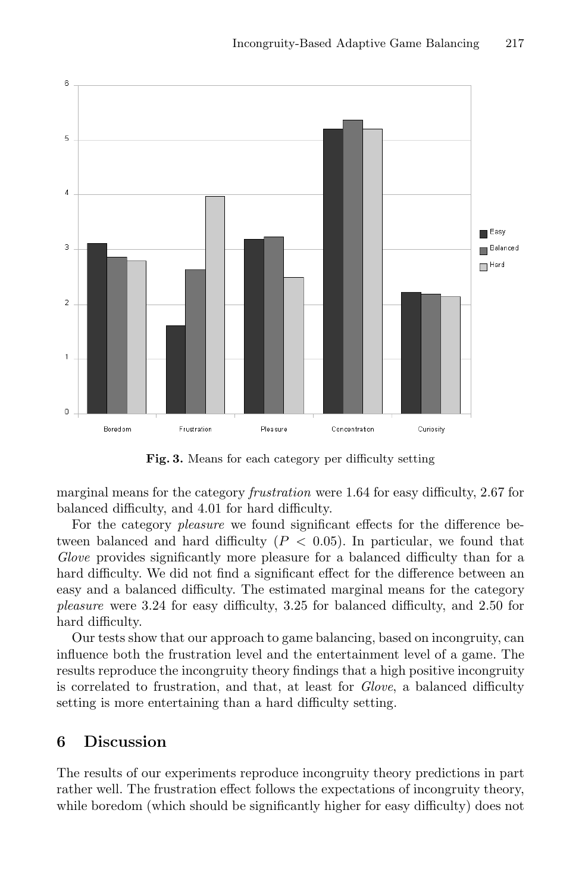6

5

4

3

2

1

0

Boredom

Frustration

Pleasure

Concentration

Curiosity

Easy

Balanced

Hard

**Fig. 3.** Means for each category per difficulty setting

marginal means for the category *frustration* were 1.64 for easy difficulty, 2.67 for balanced difficulty, and 4.01 for hard difficulty.

For the category *pleasure* we found significant effects for the difference between balanced and hard difficulty ($P < 0.05$). In particular, we found that *Glove* provides significantly more pleasure for a balanced difficulty than for a hard difficulty. We did not find a significant effect for the difference between an easy and a balanced difficulty. The estimated marginal means for the category *pleasure* were 3.24 for easy difficulty, 3.25 for balanced difficulty, and 2.50 for hard difficulty.

Our tests show that our approach to game balancing, based on incongruity, can influence both the frustration level and the entertainment level of a game. The results reproduce the incongruity theory findings that a high positive incongruity is correlated to frustration, and that, at least for *Glove*, a balanced difficulty setting is more entertaining than a hard difficulty setting.

## 6 Discussion

The results of our experiments reproduce incongruity theory predictions in part rather well. The frustration effect follows the expectations of incongruity theory, while boredom (which should be significantly higher for easy difficulty) does not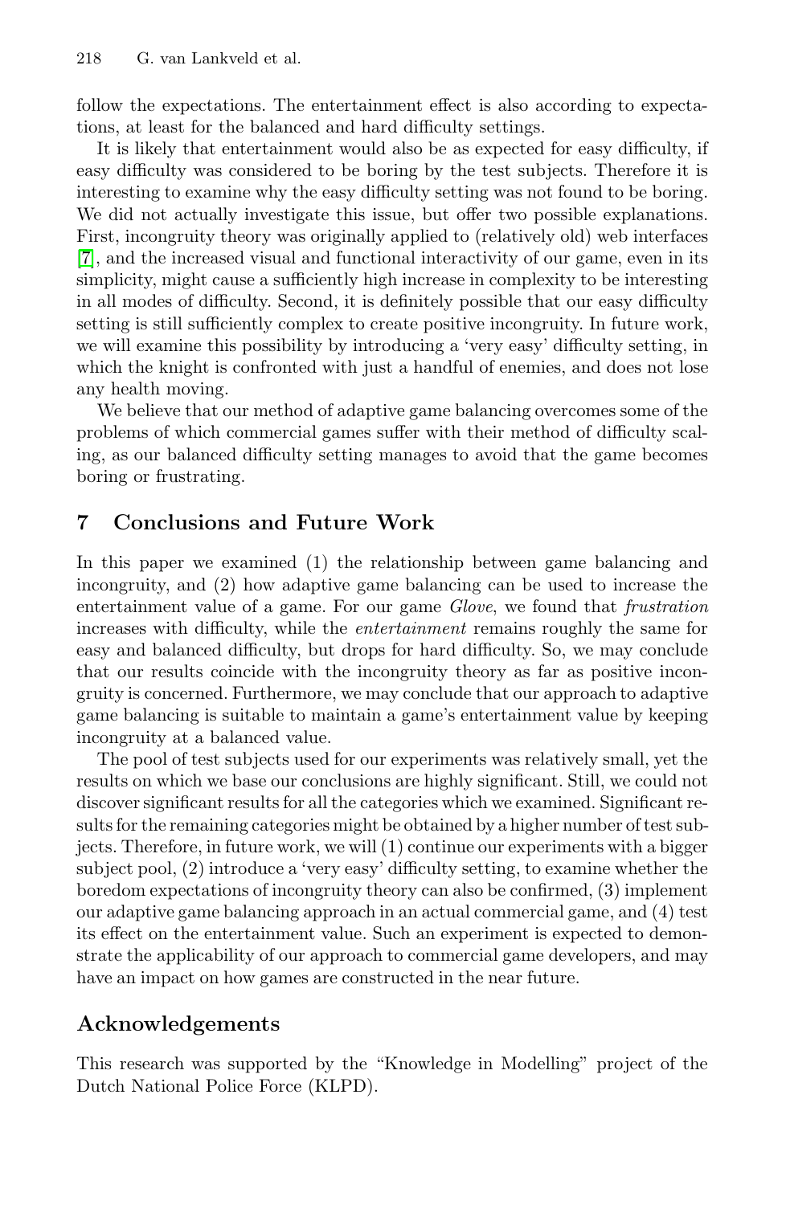follow the expectations. The entertainment effect is also according to expectations, at least for the balanced and hard difficulty settings.

It is likely that entertainment would also be as expected for easy difficulty, if easy difficulty was considered to be boring by the test subjects. Therefore it is interesting to examine why the easy difficulty setting was not found to be boring. We did not actually investigate this issue, but offer two possible explanations. First, incongruity theory was originally applied to (relatively old) web interfaces [7], and the increased visual and functional interactivity of our game, even in its simplicity, might cause a sufficiently high increase in complexity to be interesting in all modes of difficulty. Second, it is definitely possible that our easy difficulty setting is still sufficiently complex to create positive incongruity. In future work, we will examine this possibility by introducing a 'very easy' difficulty setting, in which the knight is confronted with just a handful of enemies, and does not lose any health moving.

We believe that our method of adaptive game balancing overcomes some of the problems of which commercial games suffer with their method of difficulty scaling, as our balanced difficulty setting manages to avoid that the game becomes boring or frustrating.

## 7 Conclusions and Future Work

In this paper we examined (1) the relationship between game balancing and incongruity, and (2) how adaptive game balancing can be used to increase the entertainment value of a game. For our game *Glove*, we found that *frustration* increases with difficulty, while the *entertainment* remains roughly the same for easy and balanced difficulty, but drops for hard difficulty. So, we may conclude that our results coincide with the incongruity theory as far as positive incongruity is concerned. Furthermore, we may conclude that our approach to adaptive game balancing is suitable to maintain a game's entertainment value by keeping incongruity at a balanced value.

The pool of test subjects used for our experiments was relatively small, yet the results on which we base our conclusions are highly significant. Still, we could not discover significant results for all the categories which we examined. Significant results for the remaining categories might be obtained by a higher number of test subjects. Therefore, in future work, we will (1) continue our experiments with a bigger subject pool, (2) introduce a 'very easy' difficulty setting, to examine whether the boredom expectations of incongruity theory can also be confirmed, (3) implement our adaptive game balancing approach in an actual commercial game, and (4) test its effect on the entertainment value. Such an experiment is expected to demonstrate the applicability of our approach to commercial game developers, and may have an impact on how games are constructed in the near future.

## Acknowledgements

This research was supported by the "Knowledge in Modelling" project of the Dutch National Police Force (KLPD).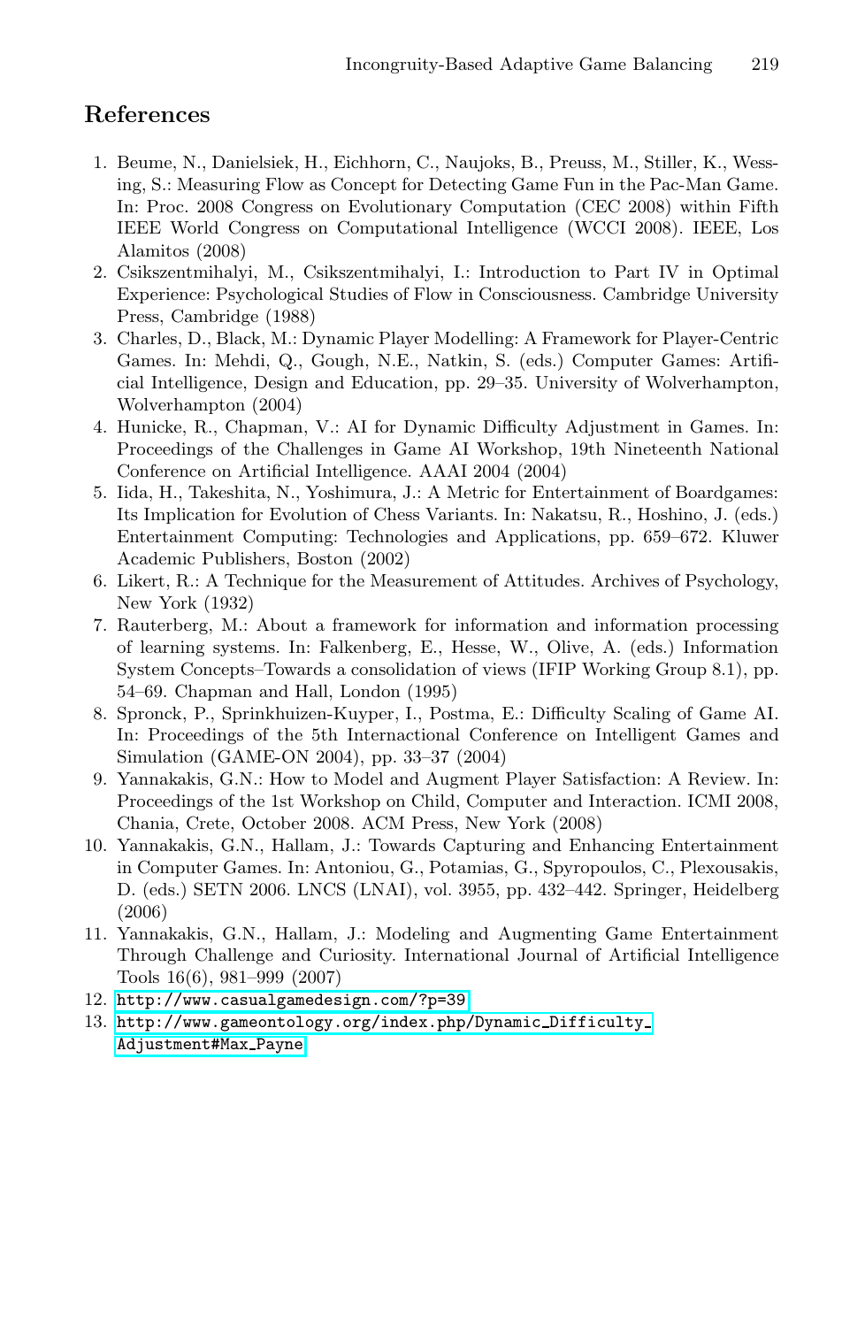## References

1. Beume, N., Danielsiek, H., Eichhorn, C., Naujoks, B., Preuss, M., Stiller, K., Wessing, S.: Measuring Flow as Concept for Detecting Game Fun in the Pac-Man Game. In: Proc. 2008 Congress on Evolutionary Computation (CEC 2008) within Fifth IEEE World Congress on Computational Intelligence (WCCI 2008). IEEE, Los Alamitos (2008)
2. Csikszentmihalyi, M., Csikszentmihalyi, I.: Introduction to Part IV in Optimal Experience: Psychological Studies of Flow in Consciousness. Cambridge University Press, Cambridge (1988)
3. Charles, D., Black, M.: Dynamic Player Modelling: A Framework for Player-Centric Games. In: Mehdi, Q., Gough, N.E., Natkin, S. (eds.) Computer Games: Artificial Intelligence, Design and Education, pp. 29–35. University of Wolverhampton, Wolverhampton (2004)
4. Hunicke, R., Chapman, V.: AI for Dynamic Difficulty Adjustment in Games. In: Proceedings of the Challenges in Game AI Workshop, 19th Nineteenth National Conference on Artificial Intelligence. AAAI 2004 (2004)
5. Iida, H., Takeshita, N., Yoshimura, J.: A Metric for Entertainment of Boardgames: Its Implication for Evolution of Chess Variants. In: Nakatsu, R., Hoshino, J. (eds.) Entertainment Computing: Technologies and Applications, pp. 659–672. Kluwer Academic Publishers, Boston (2002)
6. Likert, R.: A Technique for the Measurement of Attitudes. Archives of Psychology, New York (1932)
7. Rauterberg, M.: About a framework for information and information processing of learning systems. In: Falkenberg, E., Hesse, W., Olive, A. (eds.) Information System Concepts–Towards a consolidation of views (IFIP Working Group 8.1), pp. 54–69. Chapman and Hall, London (1995)
8. Spronck, P., Sprinkhuizen-Kuyper, I., Postma, E.: Difficulty Scaling of Game AI. In: Proceedings of the 5th Internactional Conference on Intelligent Games and Simulation (GAME-ON 2004), pp. 33–37 (2004)
9. Yannakakis, G.N.: How to Model and Augment Player Satisfaction: A Review. In: Proceedings of the 1st Workshop on Child, Computer and Interaction. ICMI 2008, Chania, Crete, October 2008. ACM Press, New York (2008)
10. Yannakakis, G.N., Hallam, J.: Towards Capturing and Enhancing Entertainment in Computer Games. In: Antoniou, G., Potamias, G., Spyropoulos, C., Plexousakis, D. (eds.) SETN 2006. LNCS (LNAI), vol. 3955, pp. 432–442. Springer, Heidelberg (2006)
11. Yannakakis, G.N., Hallam, J.: Modeling and Augmenting Game Entertainment Through Challenge and Curiosity. International Journal of Artificial Intelligence Tools 16(6), 981–999 (2007)
12. http://www.casualgamedesign.com/?p=39
13. http://www.gameontology.org/index.php/Dynamic_Difficulty_Adjustment#Max_Payne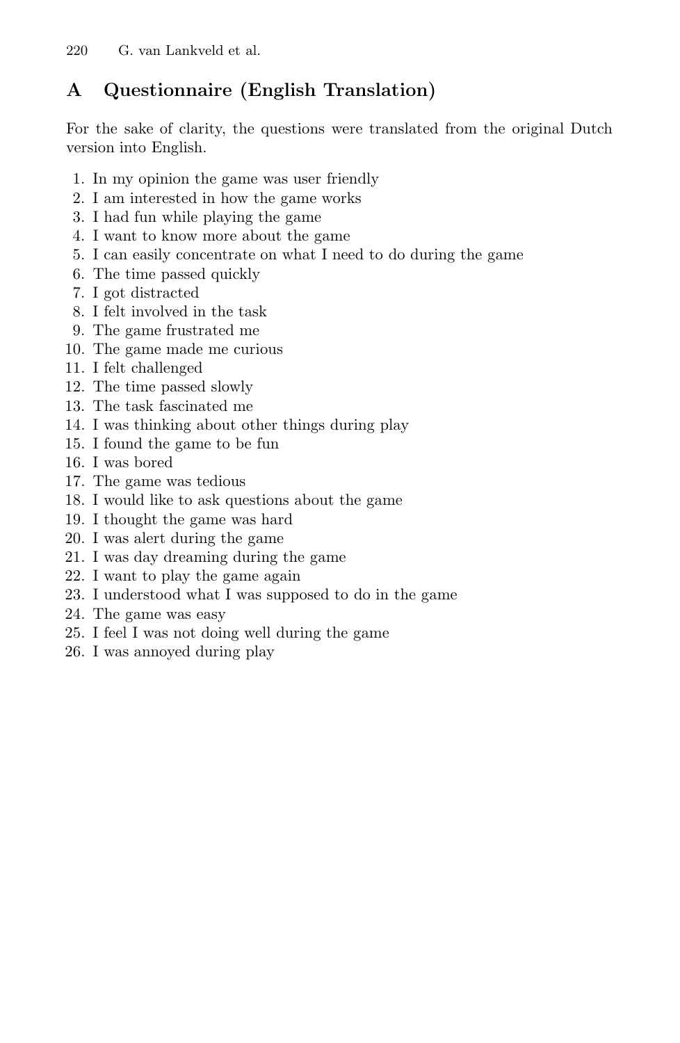## A Questionnaire (English Translation)

For the sake of clarity, the questions were translated from the original Dutch version into English.

1. In my opinion the game was user friendly
2. I am interested in how the game works
3. I had fun while playing the game
4. I want to know more about the game
5. I can easily concentrate on what I need to do during the game
6. The time passed quickly
7. I got distracted
8. I felt involved in the task
9. The game frustrated me
10. The game made me curious
11. I felt challenged
12. The time passed slowly
13. The task fascinated me
14. I was thinking about other things during play
15. I found the game to be fun
16. I was bored
17. The game was tedious
18. I would like to ask questions about the game
19. I thought the game was hard
20. I was alert during the game
21. I was day dreaming during the game
22. I want to play the game again
23. I understood what I was supposed to do in the game
24. The game was easy
25. I feel I was not doing well during the game
26. I was annoyed during play